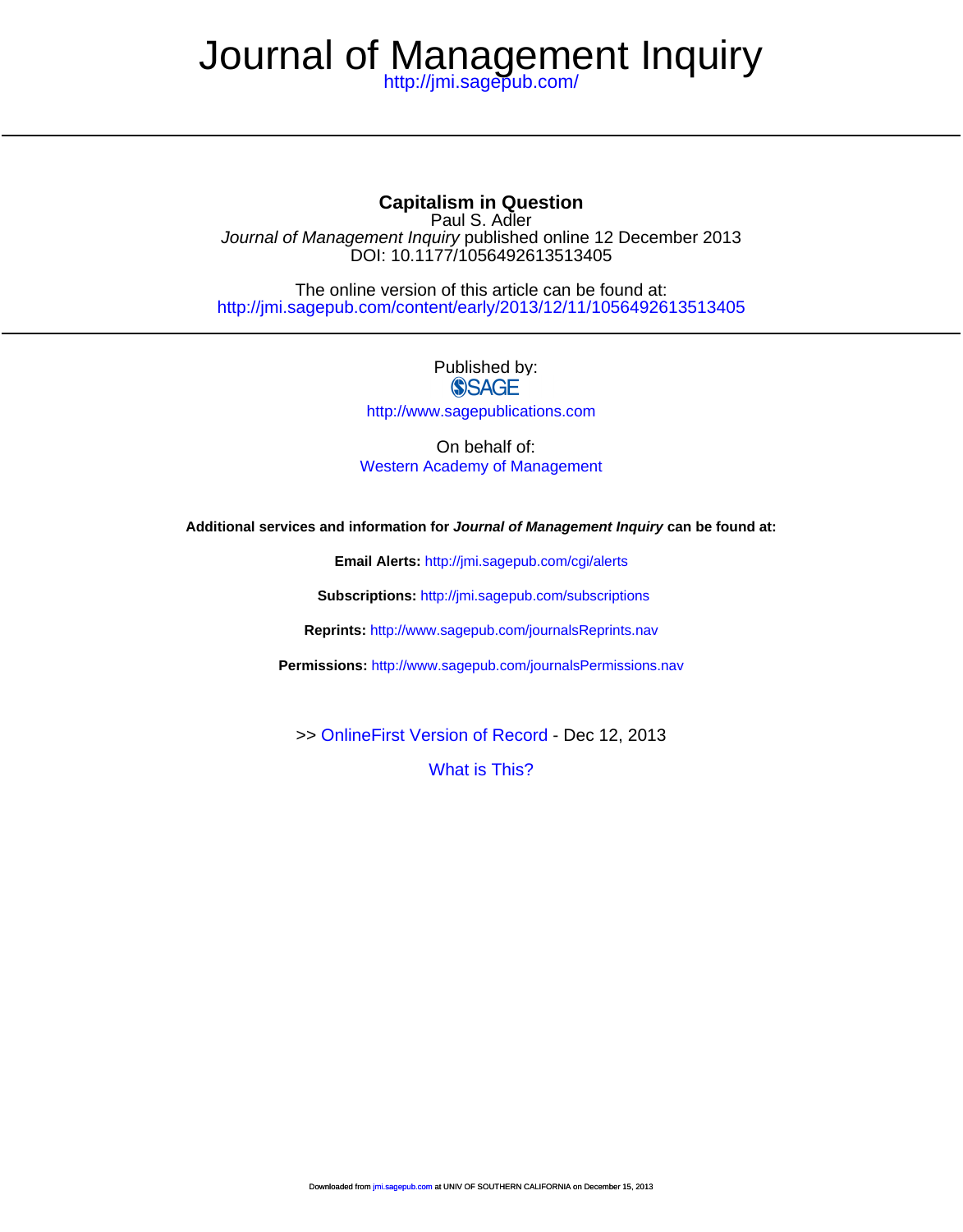# Journal of Management Inquiry

http://jmi.sagepub.com/

## Capitalism in Question

Paul S. Adler

*Journal of Management Inquiry* published online 12 December 2013

DOI: 10.1177/1056492613513405

The online version of this article can be found at:

http://jmi.sagepub.com/content/early/2013/12/11/1056492613513405

Published by:

SAGE

http://www.sagepublications.com

On behalf of:

Western Academy of Management

**Additional services and information for *Journal of Management Inquiry* can be found at:**

**Email Alerts:** http://jmi.sagepub.com/cgi/alerts

**Subscriptions:** http://jmi.sagepub.com/subscriptions

**Reprints:** http://www.sagepub.com/journalsReprints.nav

**Permissions:** http://www.sagepub.com/journalsPermissions.nav

>> OnlineFirst Version of Record - Dec 12, 2013

What is This?

Downloaded from jmi.sagepub.com at UNIV OF SOUTHERN CALIFORNIA on December 15, 2013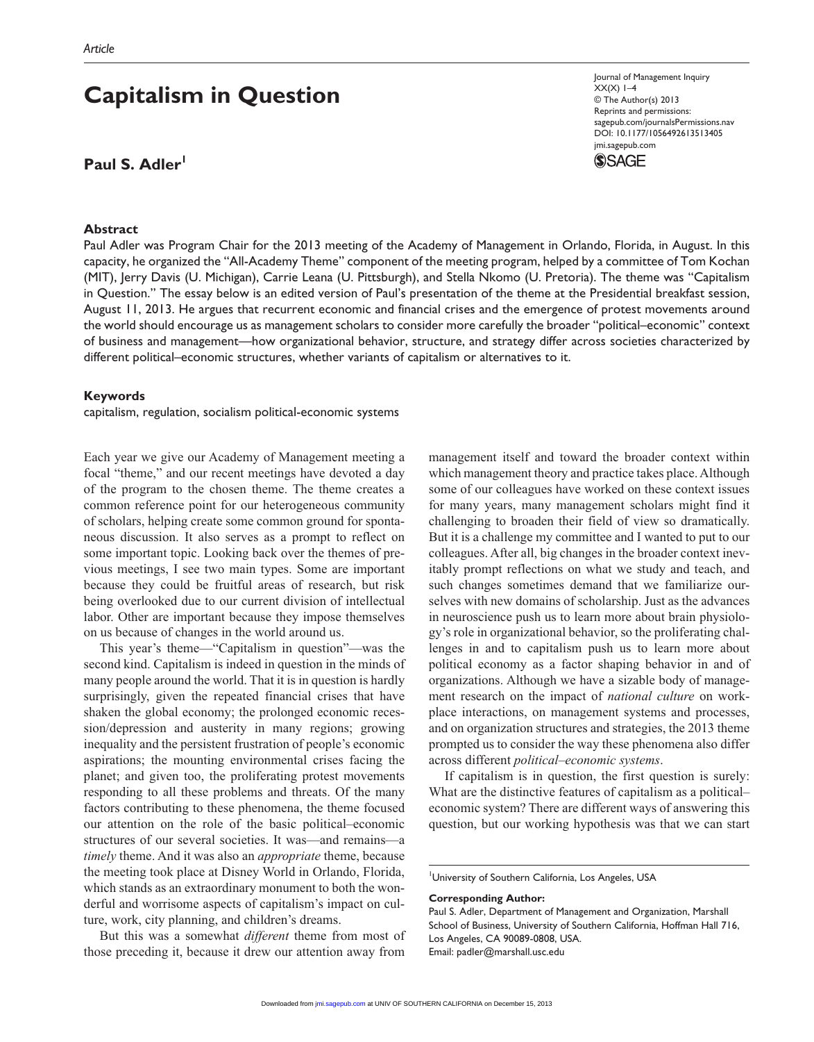Article

# Capitalism in Question

**Paul S. Adler**[1]

Journal of Management Inquiry
XX(X) 1–4
© The Author(s) 2013
Reprints and permissions:
sagepub.com/journalsPermissions.nav
DOI: 10.1177/1056492613513405
jmi.sagepub.com

## Abstract

Paul Adler was Program Chair for the 2013 meeting of the Academy of Management in Orlando, Florida, in August. In this capacity, he organized the "All-Academy Theme" component of the meeting program, helped by a committee of Tom Kochan (MIT), Jerry Davis (U. Michigan), Carrie Leana (U. Pittsburgh), and Stella Nkomo (U. Pretoria). The theme was "Capitalism in Question." The essay below is an edited version of Paul's presentation of the theme at the Presidential breakfast session, August 11, 2013. He argues that recurrent economic and financial crises and the emergence of protest movements around the world should encourage us as management scholars to consider more carefully the broader "political–economic" context of business and management—how organizational behavior, structure, and strategy differ across societies characterized by different political–economic structures, whether variants of capitalism or alternatives to it.

## Keywords

capitalism, regulation, socialism political-economic systems

Each year we give our Academy of Management meeting a focal "theme," and our recent meetings have devoted a day of the program to the chosen theme. The theme creates a common reference point for our heterogeneous community of scholars, helping create some common ground for spontaneous discussion. It also serves as a prompt to reflect on some important topic. Looking back over the themes of previous meetings, I see two main types. Some are important because they could be fruitful areas of research, but risk being overlooked due to our current division of intellectual labor. Other are important because they impose themselves on us because of changes in the world around us.

This year's theme—"Capitalism in question"—was the second kind. Capitalism is indeed in question in the minds of many people around the world. That it is in question is hardly surprisingly, given the repeated financial crises that have shaken the global economy; the prolonged economic recession/depression and austerity in many regions; growing inequality and the persistent frustration of people's economic aspirations; the mounting environmental crises facing the planet; and given too, the proliferating protest movements responding to all these problems and threats. Of the many factors contributing to these phenomena, the theme focused our attention on the role of the basic political–economic structures of our several societies. It was—and remains—a *timely* theme. And it was also an *appropriate* theme, because the meeting took place at Disney World in Orlando, Florida, which stands as an extraordinary monument to both the wonderful and worrisome aspects of capitalism's impact on culture, work, city planning, and children's dreams.

But this was a somewhat *different* theme from most of those preceding it, because it drew our attention away from management itself and toward the broader context within which management theory and practice takes place. Although some of our colleagues have worked on these context issues for many years, many management scholars might find it challenging to broaden their field of view so dramatically. But it is a challenge my committee and I wanted to put to our colleagues. After all, big changes in the broader context inevitably prompt reflections on what we study and teach, and such changes sometimes demand that we familiarize ourselves with new domains of scholarship. Just as the advances in neuroscience push us to learn more about brain physiology's role in organizational behavior, so the proliferating challenges in and to capitalism push us to learn more about political economy as a factor shaping behavior in and of organizations. Although we have a sizable body of management research on the impact of *national culture* on workplace interactions, on management systems and processes, and on organization structures and strategies, the 2013 theme prompted us to consider the way these phenomena also differ across different *political–economic systems*.

If capitalism is in question, the first question is surely: What are the distinctive features of capitalism as a political–economic system? There are different ways of answering this question, but our working hypothesis was that we can start

[1] University of Southern California, Los Angeles, USA

**Corresponding Author:**
Paul S. Adler, Department of Management and Organization, Marshall School of Business, University of Southern California, Hoffman Hall 716, Los Angeles, CA 90089-0808, USA.
Email: padler@marshall.usc.edu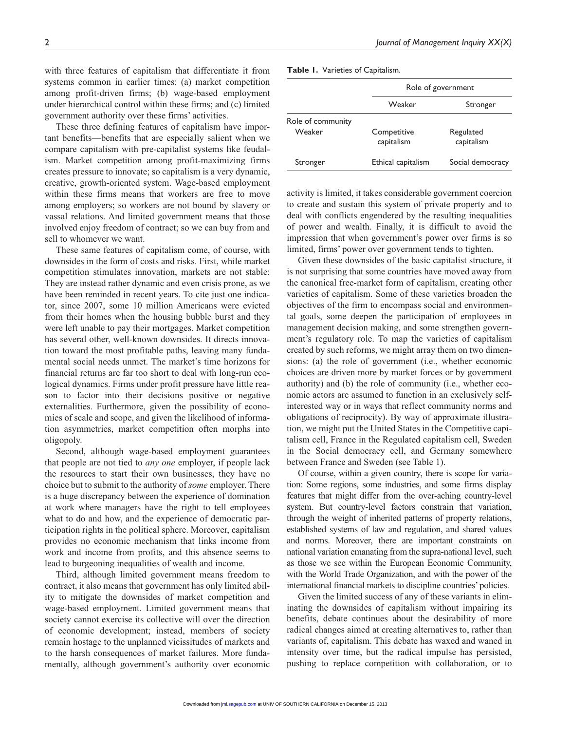with three features of capitalism that differentiate it from systems common in earlier times: (a) market competition among profit-driven firms; (b) wage-based employment under hierarchical control within these firms; and (c) limited government authority over these firms' activities.

These three defining features of capitalism have important benefits—benefits that are especially salient when we compare capitalism with pre-capitalist systems like feudalism. Market competition among profit-maximizing firms creates pressure to innovate; so capitalism is a very dynamic, creative, growth-oriented system. Wage-based employment within these firms means that workers are free to move among employers; so workers are not bound by slavery or vassal relations. And limited government means that those involved enjoy freedom of contract; so we can buy from and sell to whomever we want.

These same features of capitalism come, of course, with downsides in the form of costs and risks. First, while market competition stimulates innovation, markets are not stable: They are instead rather dynamic and even crisis prone, as we have been reminded in recent years. To cite just one indicator, since 2007, some 10 million Americans were evicted from their homes when the housing bubble burst and they were left unable to pay their mortgages. Market competition has several other, well-known downsides. It directs innovation toward the most profitable paths, leaving many fundamental social needs unmet. The market's time horizons for financial returns are far too short to deal with long-run ecological dynamics. Firms under profit pressure have little reason to factor into their decisions positive or negative externalities. Furthermore, given the possibility of economies of scale and scope, and given the likelihood of information asymmetries, market competition often morphs into oligopoly.

Second, although wage-based employment guarantees that people are not tied to *any one* employer, if people lack the resources to start their own businesses, they have no choice but to submit to the authority of *some* employer. There is a huge discrepancy between the experience of domination at work where managers have the right to tell employees what to do and how, and the experience of democratic participation rights in the political sphere. Moreover, capitalism provides no economic mechanism that links income from work and income from profits, and this absence seems to lead to burgeoning inequalities of wealth and income.

Third, although limited government means freedom to contract, it also means that government has only limited ability to mitigate the downsides of market competition and wage-based employment. Limited government means that society cannot exercise its collective will over the direction of economic development; instead, members of society remain hostage to the unplanned vicissitudes of markets and to the harsh consequences of market failures. More fundamentally, although government's authority over economic activity is limited, it takes considerable government coercion to create and sustain this system of private property and to deal with conflicts engendered by the resulting inequalities of power and wealth. Finally, it is difficult to avoid the impression that when government's power over firms is so limited, firms' power over government tends to tighten.

Given these downsides of the basic capitalist structure, it is not surprising that some countries have moved away from the canonical free-market form of capitalism, creating other varieties of capitalism. Some of these varieties broaden the objectives of the firm to encompass social and environmental goals, some deepen the participation of employees in management decision making, and some strengthen government's regulatory role. To map the varieties of capitalism created by such reforms, we might array them on two dimensions: (a) the role of government (i.e., whether economic choices are driven more by market forces or by government authority) and (b) the role of community (i.e., whether economic actors are assumed to function in an exclusively self-interested way or in ways that reflect community norms and obligations of reciprocity). By way of approximate illustration, we might put the United States in the Competitive capitalism cell, France in the Regulated capitalism cell, Sweden in the Social democracy cell, and Germany somewhere between France and Sweden (see Table 1).

**Table 1.** Varieties of Capitalism.

| | Role of government | |
|---|---|---|
| | Weaker | Stronger |
| Role of community | | |
| Weaker | Competitive capitalism | Regulated capitalism |
| Stronger | Ethical capitalism | Social democracy |

Of course, within a given country, there is scope for variation: Some regions, some industries, and some firms display features that might differ from the over-aching country-level system. But country-level factors constrain that variation, through the weight of inherited patterns of property relations, established systems of law and regulation, and shared values and norms. Moreover, there are important constraints on national variation emanating from the supra-national level, such as those we see within the European Economic Community, with the World Trade Organization, and with the power of the international financial markets to discipline countries' policies.

Given the limited success of any of these variants in eliminating the downsides of capitalism without impairing its benefits, debate continues about the desirability of more radical changes aimed at creating alternatives to, rather than variants of, capitalism. This debate has waxed and waned in intensity over time, but the radical impulse has persisted, pushing to replace competition with collaboration, or to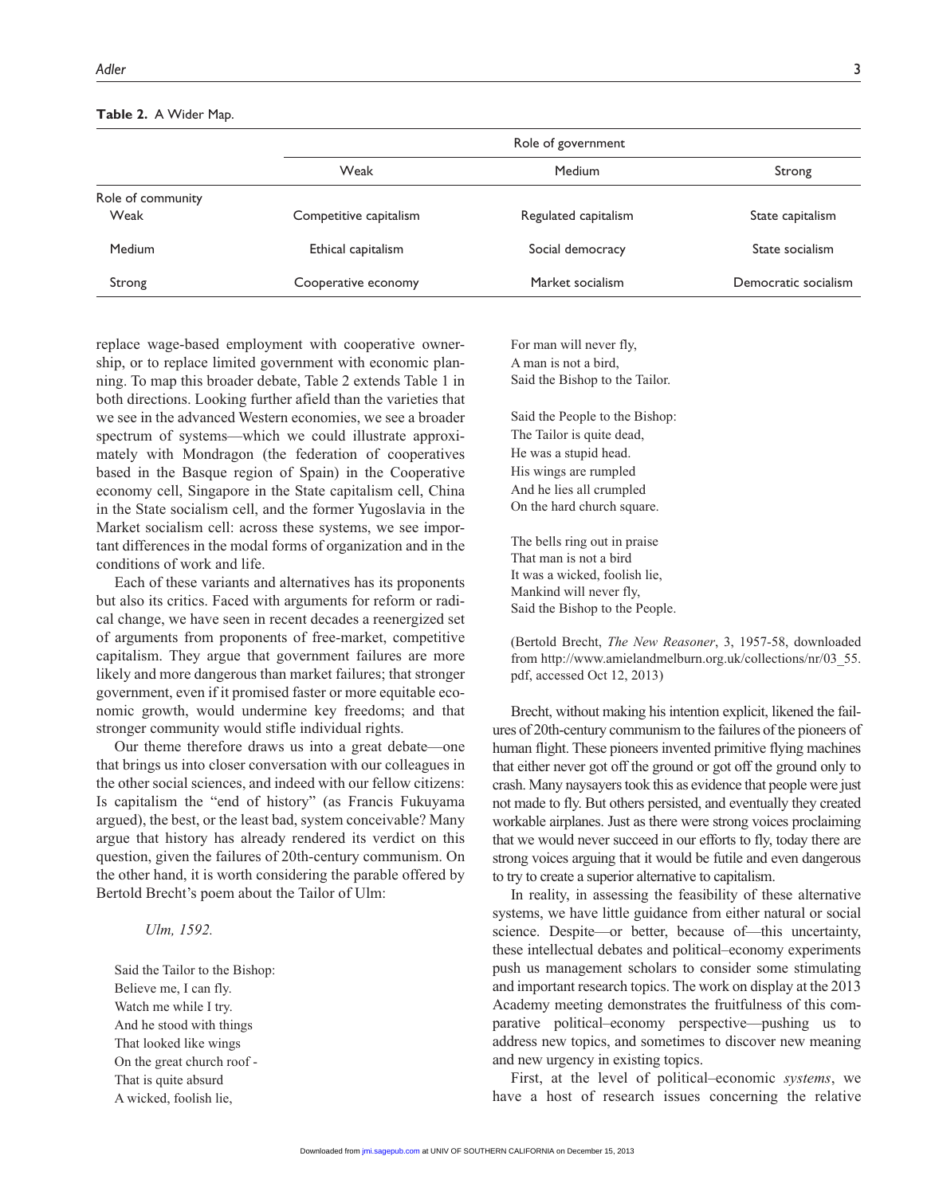**Table 2.** A Wider Map.

| | Role of government | | |
|---|---|---|---|
| | Weak | Medium | Strong |
| Role of community | | | |
| Weak | Competitive capitalism | Regulated capitalism | State capitalism |
| Medium | Ethical capitalism | Social democracy | State socialism |
| Strong | Cooperative economy | Market socialism | Democratic socialism |

replace wage-based employment with cooperative ownership, or to replace limited government with economic planning. To map this broader debate, Table 2 extends Table 1 in both directions. Looking further afield than the varieties that we see in the advanced Western economies, we see a broader spectrum of systems—which we could illustrate approximately with Mondragon (the federation of cooperatives based in the Basque region of Spain) in the Cooperative economy cell, Singapore in the State capitalism cell, China in the State socialism cell, and the former Yugoslavia in the Market socialism cell: across these systems, we see important differences in the modal forms of organization and in the conditions of work and life.

Each of these variants and alternatives has its proponents but also its critics. Faced with arguments for reform or radical change, we have seen in recent decades a reenergized set of arguments from proponents of free-market, competitive capitalism. They argue that government failures are more likely and more dangerous than market failures; that stronger government, even if it promised faster or more equitable economic growth, would undermine key freedoms; and that stronger community would stifle individual rights.

Our theme therefore draws us into a great debate—one that brings us into closer conversation with our colleagues in the other social sciences, and indeed with our fellow citizens: Is capitalism the "end of history" (as Francis Fukuyama argued), the best, or the least bad, system conceivable? Many argue that history has already rendered its verdict on this question, given the failures of 20th-century communism. On the other hand, it is worth considering the parable offered by Bertold Brecht's poem about the Tailor of Ulm:

*Ulm, 1592.*

Said the Tailor to the Bishop:  
Believe me, I can fly.  
Watch me while I try.  
And he stood with things  
That looked like wings  
On the great church roof -  
That is quite absurd  
A wicked, foolish lie,  
For man will never fly,  
A man is not a bird,  
Said the Bishop to the Tailor.

Said the People to the Bishop:  
The Tailor is quite dead,  
He was a stupid head.  
His wings are rumpled  
And he lies all crumpled  
On the hard church square.

The bells ring out in praise  
That man is not a bird  
It was a wicked, foolish lie,  
Mankind will never fly,  
Said the Bishop to the People.

(Bertold Brecht, *The New Reasoner*, 3, 1957-58, downloaded from http://www.amielandmelburn.org.uk/collections/nr/03_55.pdf, accessed Oct 12, 2013)

Brecht, without making his intention explicit, likened the failures of 20th-century communism to the failures of the pioneers of human flight. These pioneers invented primitive flying machines that either never got off the ground or got off the ground only to crash. Many naysayers took this as evidence that people were just not made to fly. But others persisted, and eventually they created workable airplanes. Just as there were strong voices proclaiming that we would never succeed in our efforts to fly, today there are strong voices arguing that it would be futile and even dangerous to try to create a superior alternative to capitalism.

In reality, in assessing the feasibility of these alternative systems, we have little guidance from either natural or social science. Despite—or better, because of—this uncertainty, these intellectual debates and political–economy experiments push us management scholars to consider some stimulating and important research topics. The work on display at the 2013 Academy meeting demonstrates the fruitfulness of this comparative political–economy perspective—pushing us to address new topics, and sometimes to discover new meaning and new urgency in existing topics.

First, at the level of political–economic *systems*, we have a host of research issues concerning the relative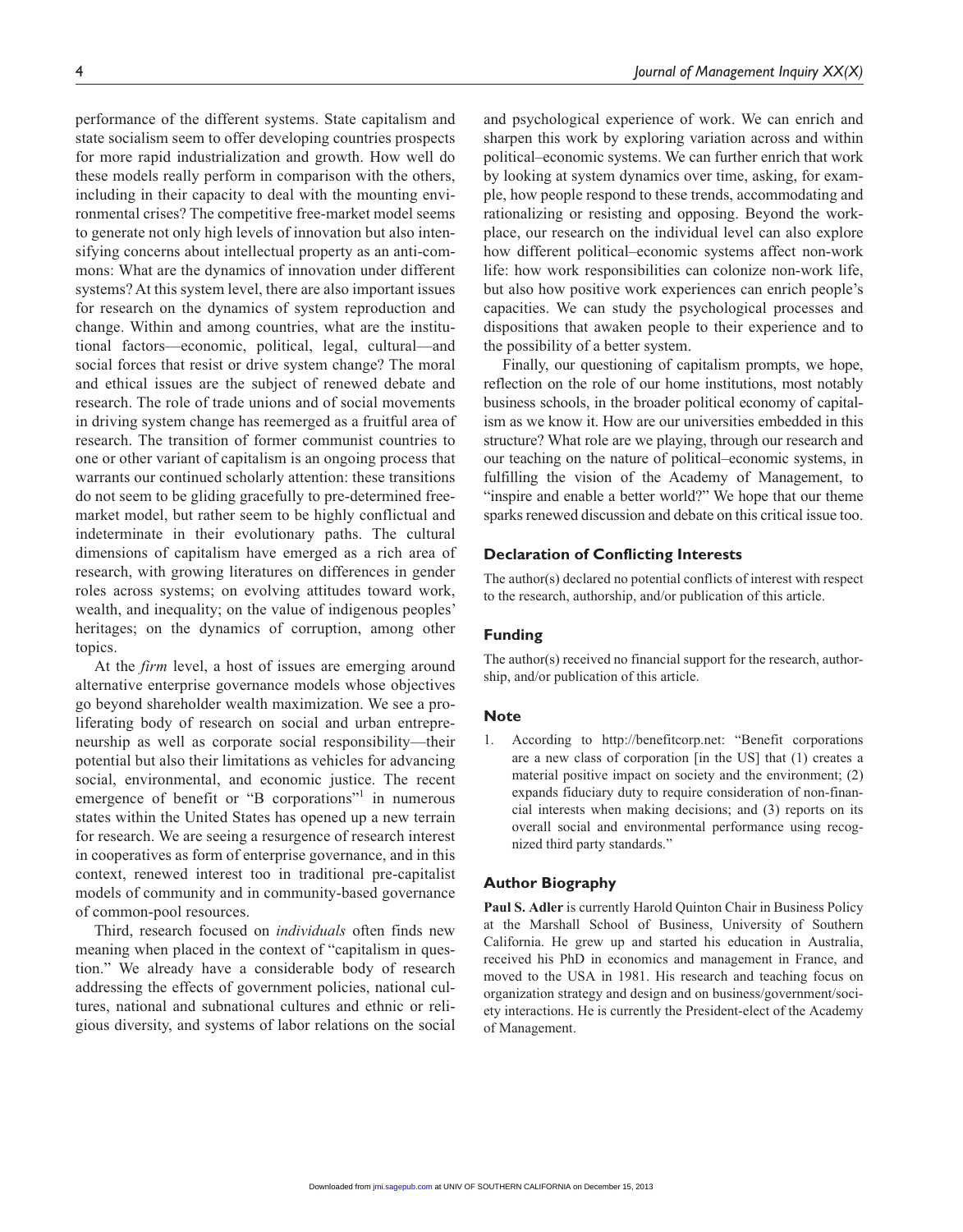performance of the different systems. State capitalism and state socialism seem to offer developing countries prospects for more rapid industrialization and growth. How well do these models really perform in comparison with the others, including in their capacity to deal with the mounting environmental crises? The competitive free-market model seems to generate not only high levels of innovation but also intensifying concerns about intellectual property as an anti-commons: What are the dynamics of innovation under different systems? At this system level, there are also important issues for research on the dynamics of system reproduction and change. Within and among countries, what are the institutional factors—economic, political, legal, cultural—and social forces that resist or drive system change? The moral and ethical issues are the subject of renewed debate and research. The role of trade unions and of social movements in driving system change has reemerged as a fruitful area of research. The transition of former communist countries to one or other variant of capitalism is an ongoing process that warrants our continued scholarly attention: these transitions do not seem to be gliding gracefully to pre-determined free-market model, but rather seem to be highly conflictual and indeterminate in their evolutionary paths. The cultural dimensions of capitalism have emerged as a rich area of research, with growing literatures on differences in gender roles across systems; on evolving attitudes toward work, wealth, and inequality; on the value of indigenous peoples' heritages; on the dynamics of corruption, among other topics.

At the *firm* level, a host of issues are emerging around alternative enterprise governance models whose objectives go beyond shareholder wealth maximization. We see a proliferating body of research on social and urban entrepreneurship as well as corporate social responsibility—their potential but also their limitations as vehicles for advancing social, environmental, and economic justice. The recent emergence of benefit or "B corporations"[1] in numerous states within the United States has opened up a new terrain for research. We are seeing a resurgence of research interest in cooperatives as form of enterprise governance, and in this context, renewed interest too in traditional pre-capitalist models of community and in community-based governance of common-pool resources.

Third, research focused on *individuals* often finds new meaning when placed in the context of "capitalism in question." We already have a considerable body of research addressing the effects of government policies, national cultures, national and subnational cultures and ethnic or religious diversity, and systems of labor relations on the social and psychological experience of work. We can enrich and sharpen this work by exploring variation across and within political–economic systems. We can further enrich that work by looking at system dynamics over time, asking, for example, how people respond to these trends, accommodating and rationalizing or resisting and opposing. Beyond the workplace, our research on the individual level can also explore how different political–economic systems affect non-work life: how work responsibilities can colonize non-work life, but also how positive work experiences can enrich people's capacities. We can study the psychological processes and dispositions that awaken people to their experience and to the possibility of a better system.

Finally, our questioning of capitalism prompts, we hope, reflection on the role of our home institutions, most notably business schools, in the broader political economy of capitalism as we know it. How are our universities embedded in this structure? What role are we playing, through our research and our teaching on the nature of political–economic systems, in fulfilling the vision of the Academy of Management, to "inspire and enable a better world?" We hope that our theme sparks renewed discussion and debate on this critical issue too.

## Declaration of Conflicting Interests

The author(s) declared no potential conflicts of interest with respect to the research, authorship, and/or publication of this article.

## Funding

The author(s) received no financial support for the research, authorship, and/or publication of this article.

## Note

1. According to http://benefitcorp.net: "Benefit corporations are a new class of corporation [in the US] that (1) creates a material positive impact on society and the environment; (2) expands fiduciary duty to require consideration of non-financial interests when making decisions; and (3) reports on its overall social and environmental performance using recognized third party standards."

## Author Biography

**Paul S. Adler** is currently Harold Quinton Chair in Business Policy at the Marshall School of Business, University of Southern California. He grew up and started his education in Australia, received his PhD in economics and management in France, and moved to the USA in 1981. His research and teaching focus on organization strategy and design and on business/government/society interactions. He is currently the President-elect of the Academy of Management.